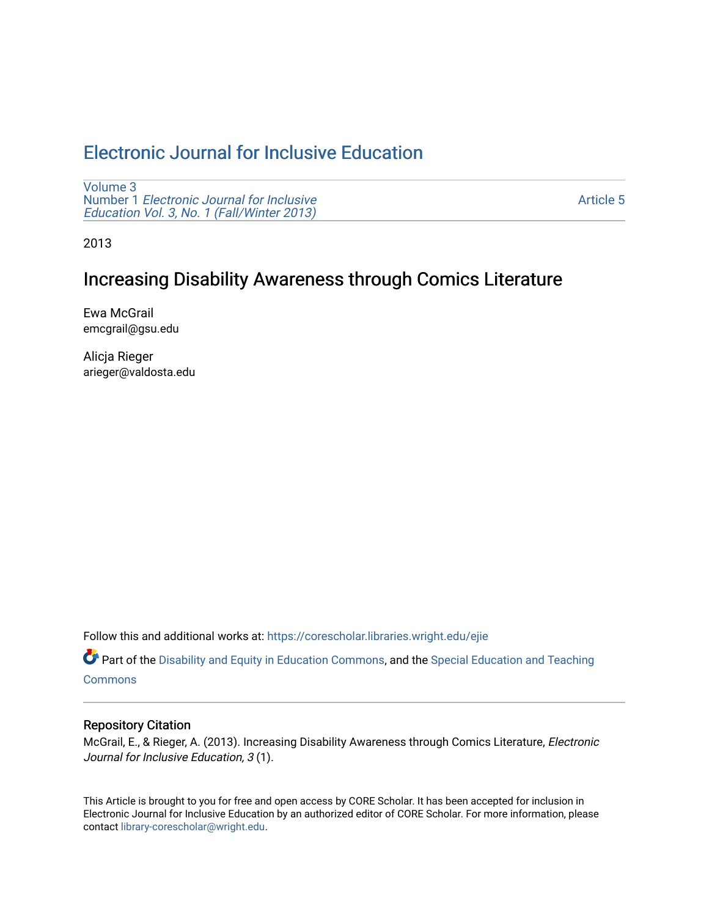# Electronic Journal for Inclusive Education

Volume 3
Number 1 *Electronic Journal for Inclusive Education Vol. 3, No. 1 (Fall/Winter 2013)*

Article 5

2013

## Increasing Disability Awareness through Comics Literature

Ewa McGrail
emcgrail@gsu.edu

Alicja Rieger
arieger@valdosta.edu

Follow this and additional works at: https://corescholar.libraries.wright.edu/ejie

Part of the Disability and Equity in Education Commons, and the Special Education and Teaching Commons

### Repository Citation

McGrail, E., & Rieger, A. (2013). Increasing Disability Awareness through Comics Literature, *Electronic Journal for Inclusive Education, 3* (1).

This Article is brought to you for free and open access by CORE Scholar. It has been accepted for inclusion in Electronic Journal for Inclusive Education by an authorized editor of CORE Scholar. For more information, please contact library-corescholar@wright.edu.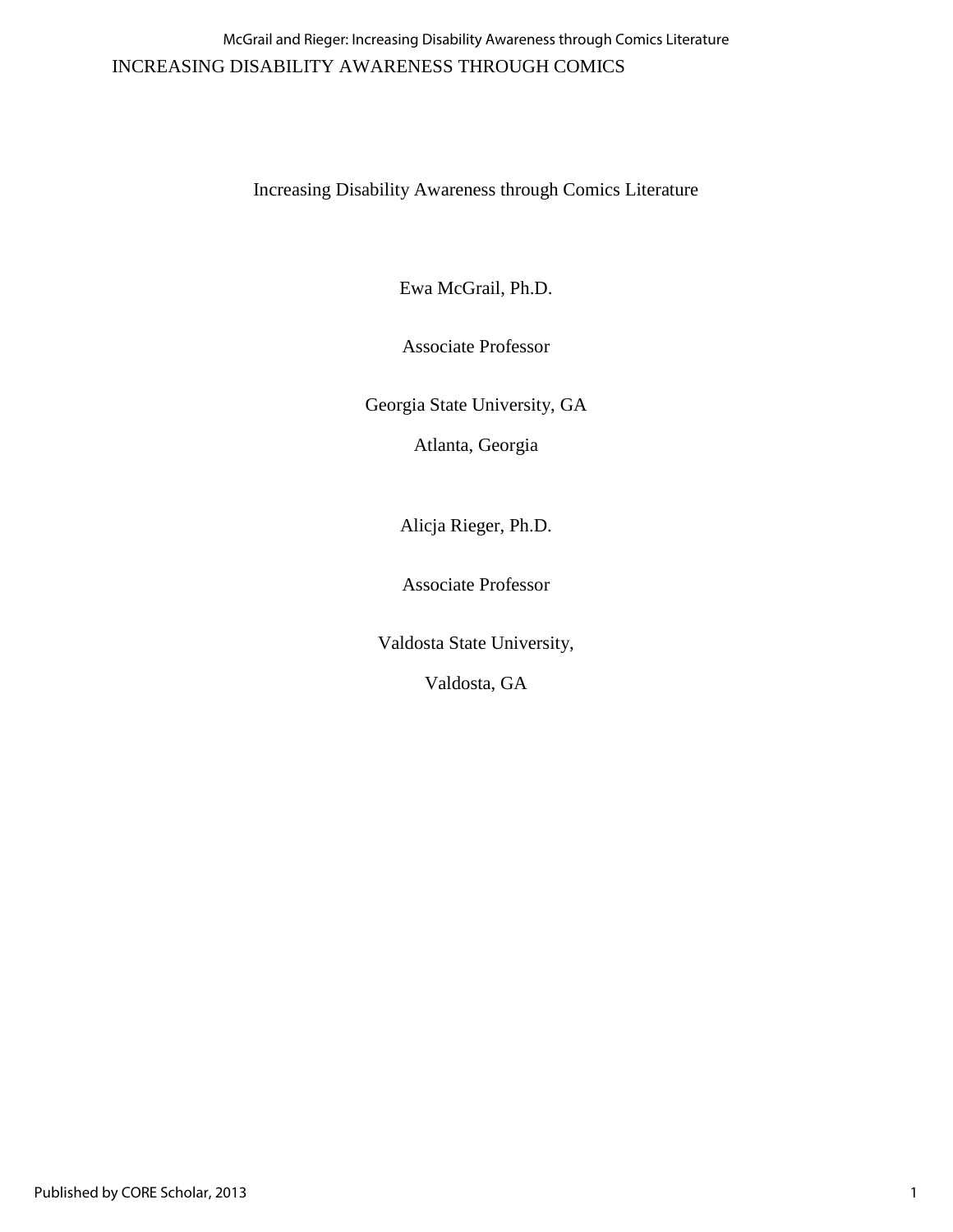# Increasing Disability Awareness through Comics Literature

Ewa McGrail, Ph.D.

Associate Professor

Georgia State University, GA

Atlanta, Georgia

Alicja Rieger, Ph.D.

Associate Professor

Valdosta State University,

Valdosta, GA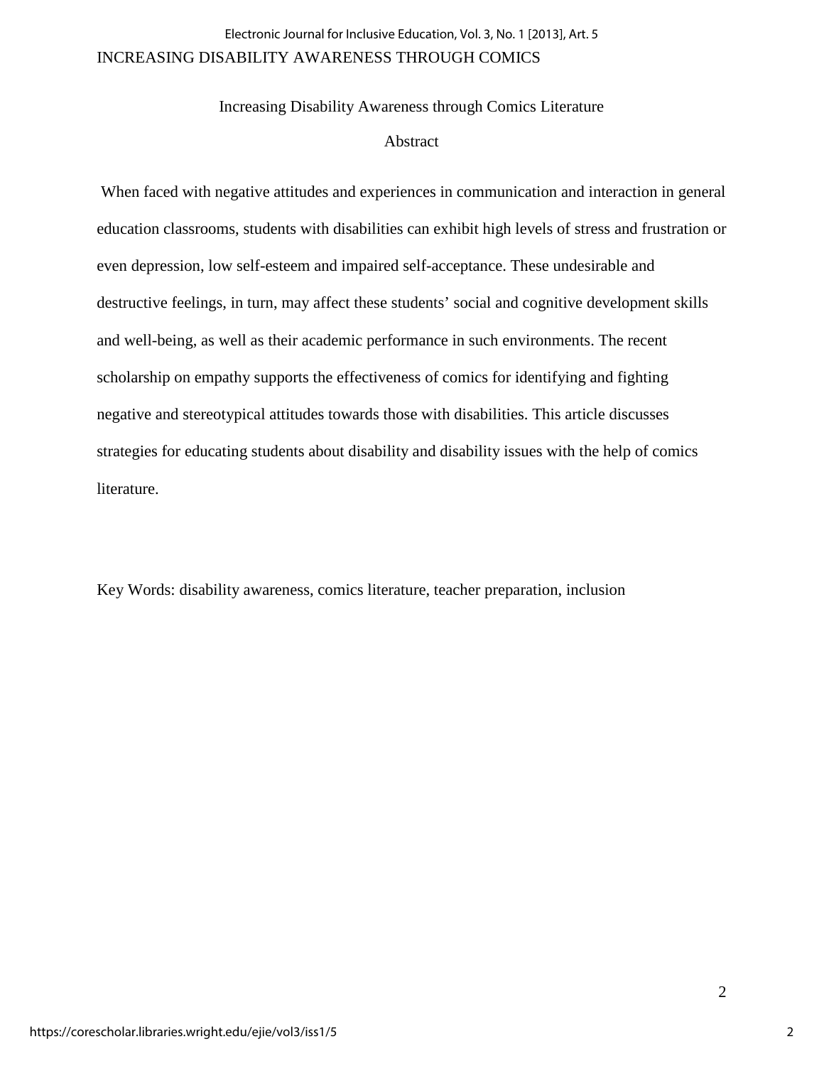# Increasing Disability Awareness through Comics Literature

## Abstract

When faced with negative attitudes and experiences in communication and interaction in general education classrooms, students with disabilities can exhibit high levels of stress and frustration or even depression, low self-esteem and impaired self-acceptance. These undesirable and destructive feelings, in turn, may affect these students' social and cognitive development skills and well-being, as well as their academic performance in such environments. The recent scholarship on empathy supports the effectiveness of comics for identifying and fighting negative and stereotypical attitudes towards those with disabilities. This article discusses strategies for educating students about disability and disability issues with the help of comics literature.

Key Words: disability awareness, comics literature, teacher preparation, inclusion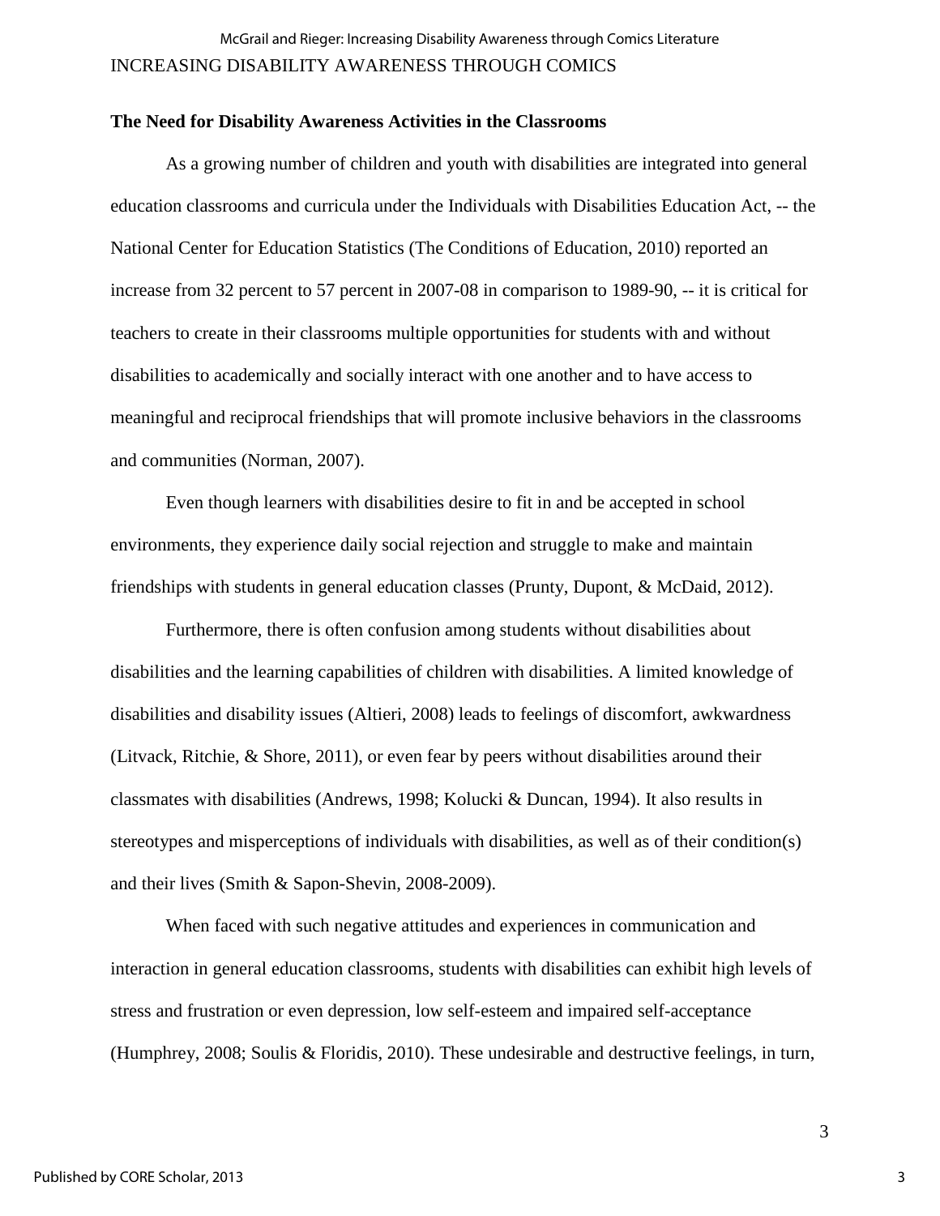## The Need for Disability Awareness Activities in the Classrooms

As a growing number of children and youth with disabilities are integrated into general education classrooms and curricula under the Individuals with Disabilities Education Act, -- the National Center for Education Statistics (The Conditions of Education, 2010) reported an increase from 32 percent to 57 percent in 2007-08 in comparison to 1989-90, -- it is critical for teachers to create in their classrooms multiple opportunities for students with and without disabilities to academically and socially interact with one another and to have access to meaningful and reciprocal friendships that will promote inclusive behaviors in the classrooms and communities (Norman, 2007).

Even though learners with disabilities desire to fit in and be accepted in school environments, they experience daily social rejection and struggle to make and maintain friendships with students in general education classes (Prunty, Dupont, & McDaid, 2012).

Furthermore, there is often confusion among students without disabilities about disabilities and the learning capabilities of children with disabilities. A limited knowledge of disabilities and disability issues (Altieri, 2008) leads to feelings of discomfort, awkwardness (Litvack, Ritchie, & Shore, 2011), or even fear by peers without disabilities around their classmates with disabilities (Andrews, 1998; Kolucki & Duncan, 1994). It also results in stereotypes and misperceptions of individuals with disabilities, as well as of their condition(s) and their lives (Smith & Sapon-Shevin, 2008-2009).

When faced with such negative attitudes and experiences in communication and interaction in general education classrooms, students with disabilities can exhibit high levels of stress and frustration or even depression, low self-esteem and impaired self-acceptance (Humphrey, 2008; Soulis & Floridis, 2010). These undesirable and destructive feelings, in turn,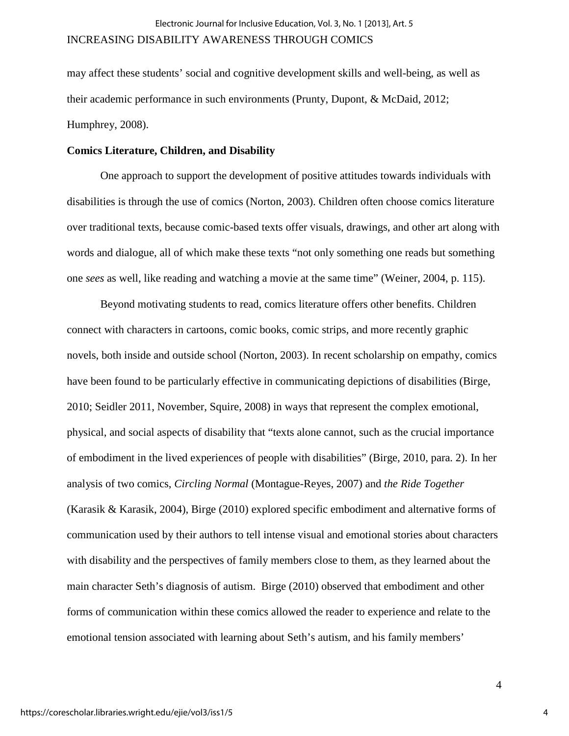may affect these students' social and cognitive development skills and well-being, as well as their academic performance in such environments (Prunty, Dupont, & McDaid, 2012; Humphrey, 2008).

**Comics Literature, Children, and Disability**

One approach to support the development of positive attitudes towards individuals with disabilities is through the use of comics (Norton, 2003). Children often choose comics literature over traditional texts, because comic-based texts offer visuals, drawings, and other art along with words and dialogue, all of which make these texts "not only something one reads but something one *sees* as well, like reading and watching a movie at the same time" (Weiner, 2004, p. 115).

Beyond motivating students to read, comics literature offers other benefits. Children connect with characters in cartoons, comic books, comic strips, and more recently graphic novels, both inside and outside school (Norton, 2003). In recent scholarship on empathy, comics have been found to be particularly effective in communicating depictions of disabilities (Birge, 2010; Seidler 2011, November, Squire, 2008) in ways that represent the complex emotional, physical, and social aspects of disability that "texts alone cannot, such as the crucial importance of embodiment in the lived experiences of people with disabilities" (Birge, 2010, para. 2). In her analysis of two comics, *Circling Normal* (Montague-Reyes, 2007) and *the Ride Together* (Karasik & Karasik, 2004), Birge (2010) explored specific embodiment and alternative forms of communication used by their authors to tell intense visual and emotional stories about characters with disability and the perspectives of family members close to them, as they learned about the main character Seth's diagnosis of autism. Birge (2010) observed that embodiment and other forms of communication within these comics allowed the reader to experience and relate to the emotional tension associated with learning about Seth's autism, and his family members'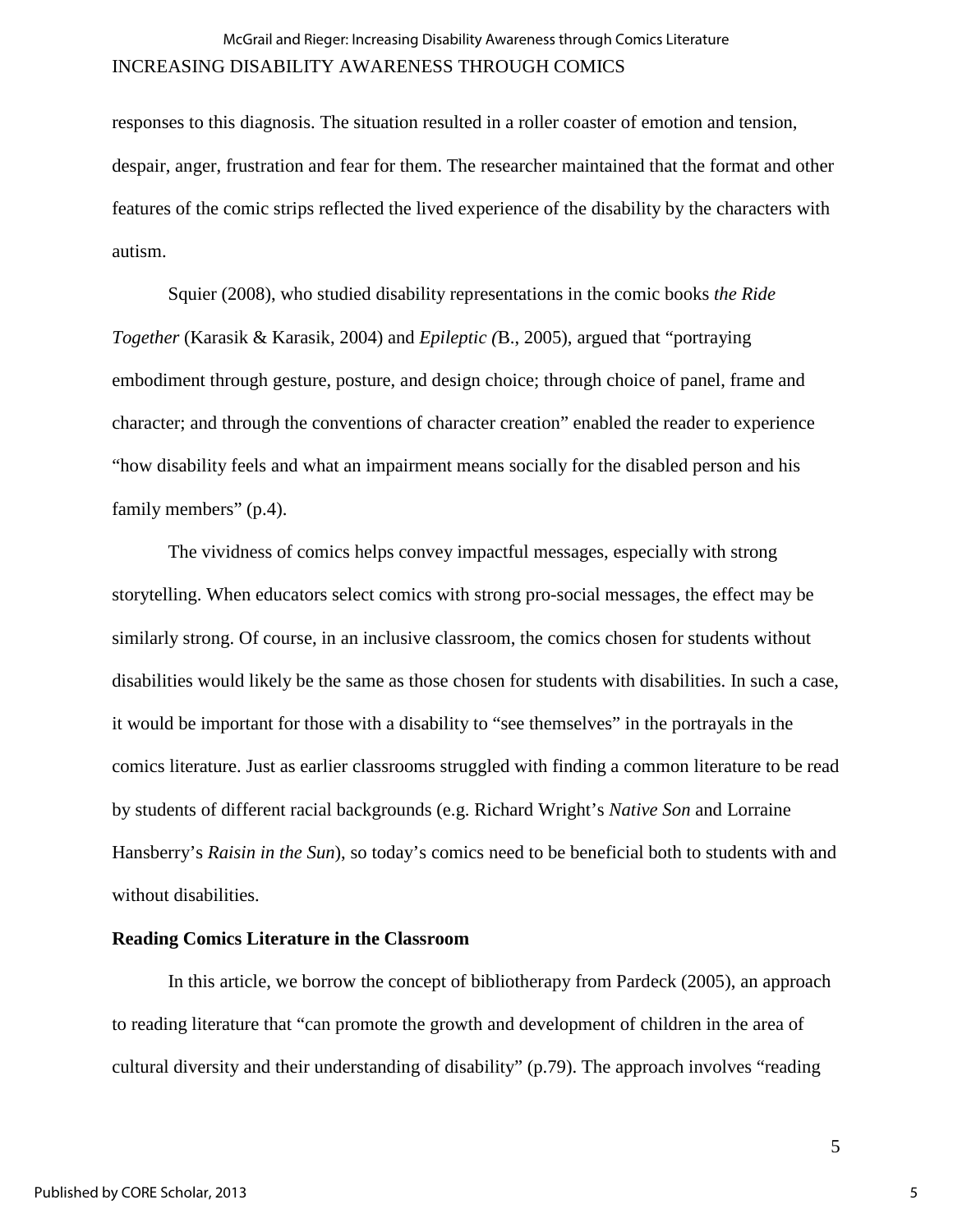responses to this diagnosis. The situation resulted in a roller coaster of emotion and tension, despair, anger, frustration and fear for them. The researcher maintained that the format and other features of the comic strips reflected the lived experience of the disability by the characters with autism.

Squier (2008), who studied disability representations in the comic books *the Ride Together* (Karasik & Karasik, 2004) and *Epileptic (*B., 2005), argued that "portraying embodiment through gesture, posture, and design choice; through choice of panel, frame and character; and through the conventions of character creation" enabled the reader to experience "how disability feels and what an impairment means socially for the disabled person and his family members" (p.4).

The vividness of comics helps convey impactful messages, especially with strong storytelling. When educators select comics with strong pro-social messages, the effect may be similarly strong. Of course, in an inclusive classroom, the comics chosen for students without disabilities would likely be the same as those chosen for students with disabilities. In such a case, it would be important for those with a disability to "see themselves" in the portrayals in the comics literature. Just as earlier classrooms struggled with finding a common literature to be read by students of different racial backgrounds (e.g. Richard Wright's *Native Son* and Lorraine Hansberry's *Raisin in the Sun*), so today's comics need to be beneficial both to students with and without disabilities.

**Reading Comics Literature in the Classroom**

In this article, we borrow the concept of bibliotherapy from Pardeck (2005), an approach to reading literature that "can promote the growth and development of children in the area of cultural diversity and their understanding of disability" (p.79). The approach involves "reading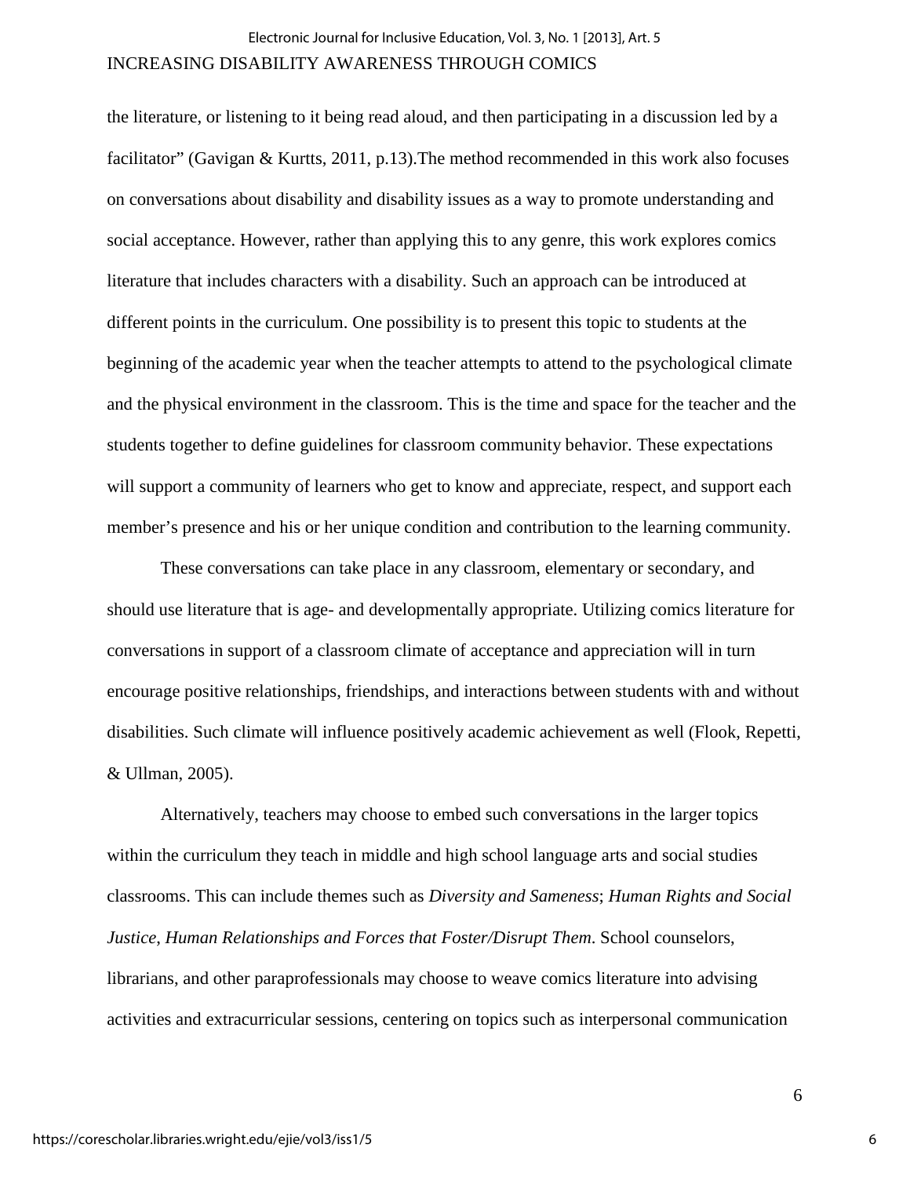the literature, or listening to it being read aloud, and then participating in a discussion led by a facilitator" (Gavigan & Kurtts, 2011, p.13).The method recommended in this work also focuses on conversations about disability and disability issues as a way to promote understanding and social acceptance. However, rather than applying this to any genre, this work explores comics literature that includes characters with a disability. Such an approach can be introduced at different points in the curriculum. One possibility is to present this topic to students at the beginning of the academic year when the teacher attempts to attend to the psychological climate and the physical environment in the classroom. This is the time and space for the teacher and the students together to define guidelines for classroom community behavior. These expectations will support a community of learners who get to know and appreciate, respect, and support each member's presence and his or her unique condition and contribution to the learning community.

These conversations can take place in any classroom, elementary or secondary, and should use literature that is age- and developmentally appropriate. Utilizing comics literature for conversations in support of a classroom climate of acceptance and appreciation will in turn encourage positive relationships, friendships, and interactions between students with and without disabilities. Such climate will influence positively academic achievement as well (Flook, Repetti, & Ullman, 2005).

Alternatively, teachers may choose to embed such conversations in the larger topics within the curriculum they teach in middle and high school language arts and social studies classrooms. This can include themes such as *Diversity and Sameness*; *Human Rights and Social Justice*, *Human Relationships and Forces that Foster/Disrupt Them*. School counselors, librarians, and other paraprofessionals may choose to weave comics literature into advising activities and extracurricular sessions, centering on topics such as interpersonal communication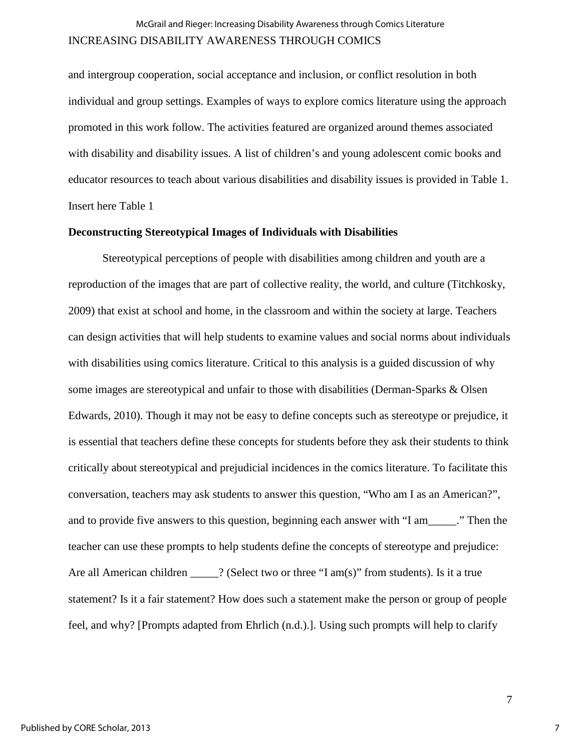and intergroup cooperation, social acceptance and inclusion, or conflict resolution in both individual and group settings. Examples of ways to explore comics literature using the approach promoted in this work follow. The activities featured are organized around themes associated with disability and disability issues. A list of children's and young adolescent comic books and educator resources to teach about various disabilities and disability issues is provided in Table 1.

Insert here Table 1

**Deconstructing Stereotypical Images of Individuals with Disabilities**

Stereotypical perceptions of people with disabilities among children and youth are a reproduction of the images that are part of collective reality, the world, and culture (Titchkosky, 2009) that exist at school and home, in the classroom and within the society at large. Teachers can design activities that will help students to examine values and social norms about individuals with disabilities using comics literature. Critical to this analysis is a guided discussion of why some images are stereotypical and unfair to those with disabilities (Derman-Sparks & Olsen Edwards, 2010). Though it may not be easy to define concepts such as stereotype or prejudice, it is essential that teachers define these concepts for students before they ask their students to think critically about stereotypical and prejudicial incidences in the comics literature. To facilitate this conversation, teachers may ask students to answer this question, "Who am I as an American?", and to provide five answers to this question, beginning each answer with "I am_____." Then the teacher can use these prompts to help students define the concepts of stereotype and prejudice: Are all American children _____? (Select two or three "I am(s)" from students). Is it a true statement? Is it a fair statement? How does such a statement make the person or group of people feel, and why? [Prompts adapted from Ehrlich (n.d.).]. Using such prompts will help to clarify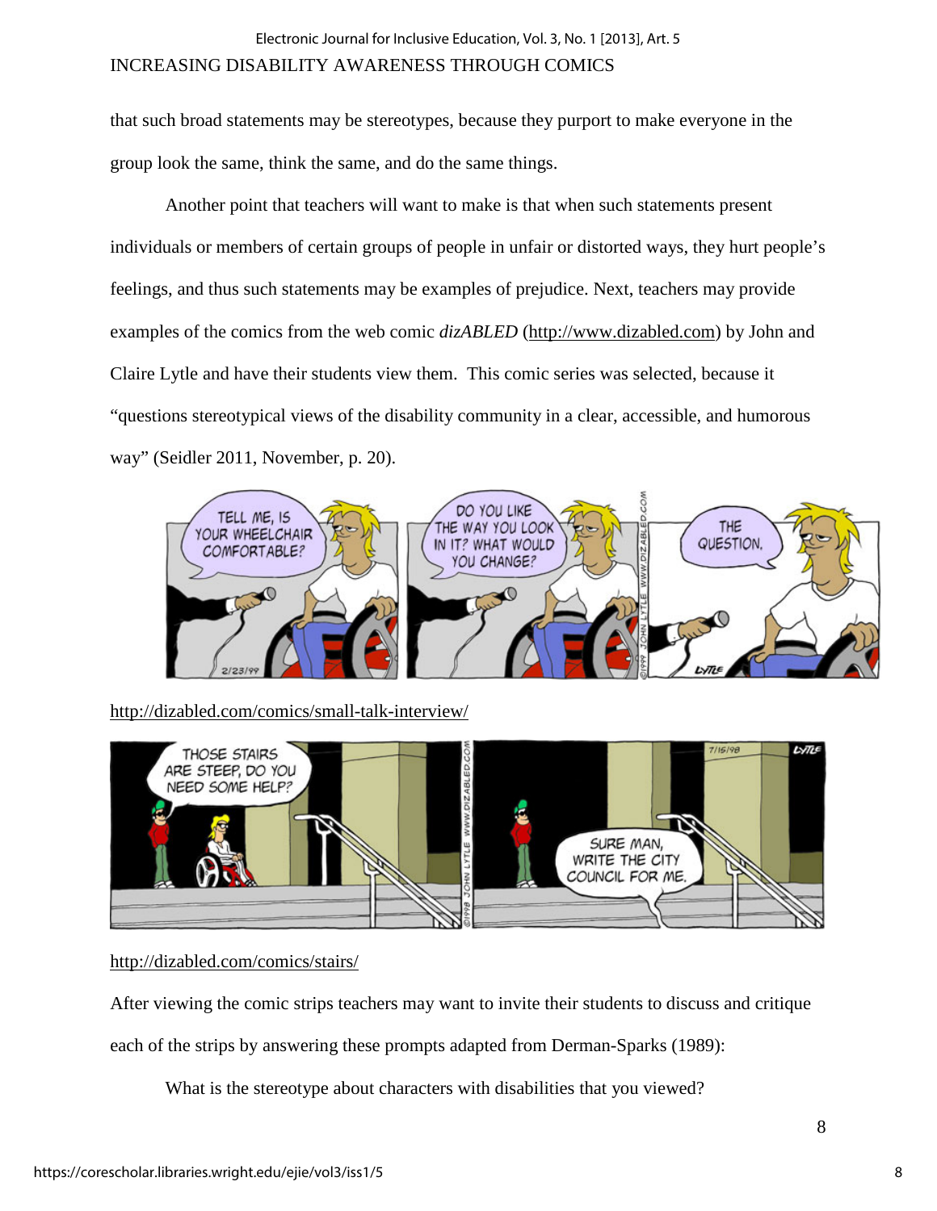that such broad statements may be stereotypes, because they purport to make everyone in the group look the same, think the same, and do the same things.

Another point that teachers will want to make is that when such statements present individuals or members of certain groups of people in unfair or distorted ways, they hurt people's feelings, and thus such statements may be examples of prejudice. Next, teachers may provide examples of the comics from the web comic *dizABLED* (http://www.dizabled.com) by John and Claire Lytle and have their students view them. This comic series was selected, because it "questions stereotypical views of the disability community in a clear, accessible, and humorous way" (Seidler 2011, November, p. 20).

http://dizabled.com/comics/small-talk-interview/

http://dizabled.com/comics/stairs/

After viewing the comic strips teachers may want to invite their students to discuss and critique each of the strips by answering these prompts adapted from Derman-Sparks (1989):

What is the stereotype about characters with disabilities that you viewed?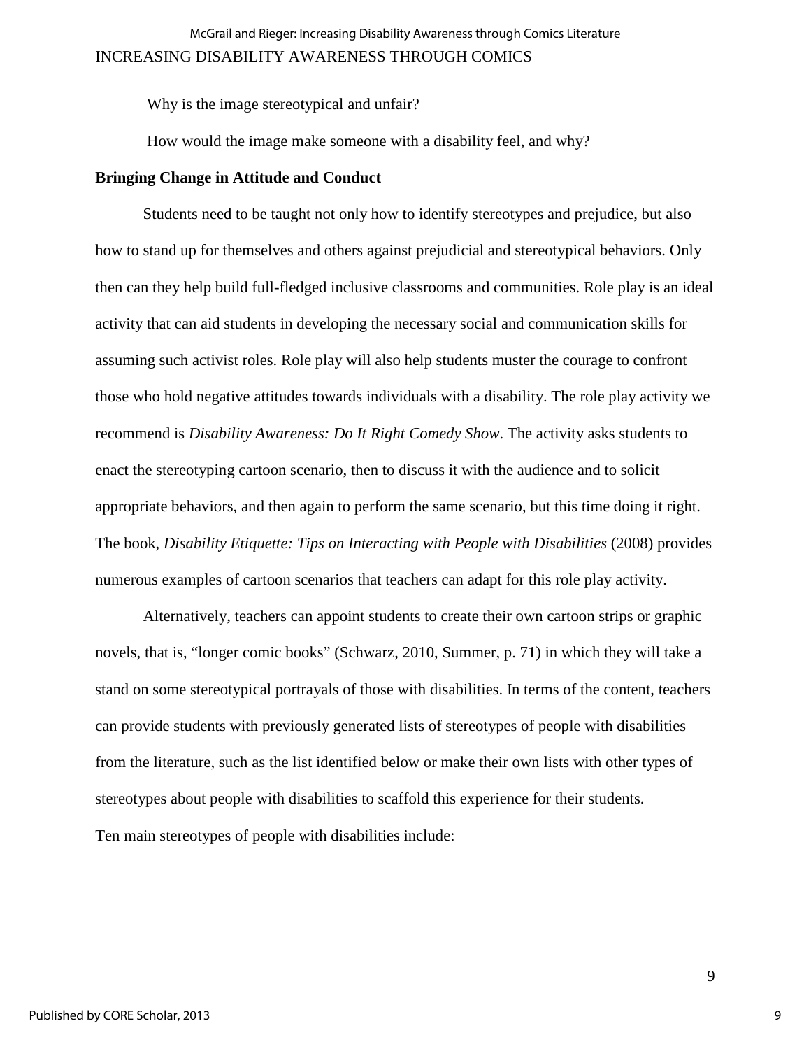Why is the image stereotypical and unfair?

How would the image make someone with a disability feel, and why?

## Bringing Change in Attitude and Conduct

Students need to be taught not only how to identify stereotypes and prejudice, but also how to stand up for themselves and others against prejudicial and stereotypical behaviors. Only then can they help build full-fledged inclusive classrooms and communities. Role play is an ideal activity that can aid students in developing the necessary social and communication skills for assuming such activist roles. Role play will also help students muster the courage to confront those who hold negative attitudes towards individuals with a disability. The role play activity we recommend is *Disability Awareness: Do It Right Comedy Show*. The activity asks students to enact the stereotyping cartoon scenario, then to discuss it with the audience and to solicit appropriate behaviors, and then again to perform the same scenario, but this time doing it right. The book, *Disability Etiquette: Tips on Interacting with People with Disabilities* (2008) provides numerous examples of cartoon scenarios that teachers can adapt for this role play activity.

Alternatively, teachers can appoint students to create their own cartoon strips or graphic novels, that is, "longer comic books" (Schwarz, 2010, Summer, p. 71) in which they will take a stand on some stereotypical portrayals of those with disabilities. In terms of the content, teachers can provide students with previously generated lists of stereotypes of people with disabilities from the literature, such as the list identified below or make their own lists with other types of stereotypes about people with disabilities to scaffold this experience for their students.

Ten main stereotypes of people with disabilities include: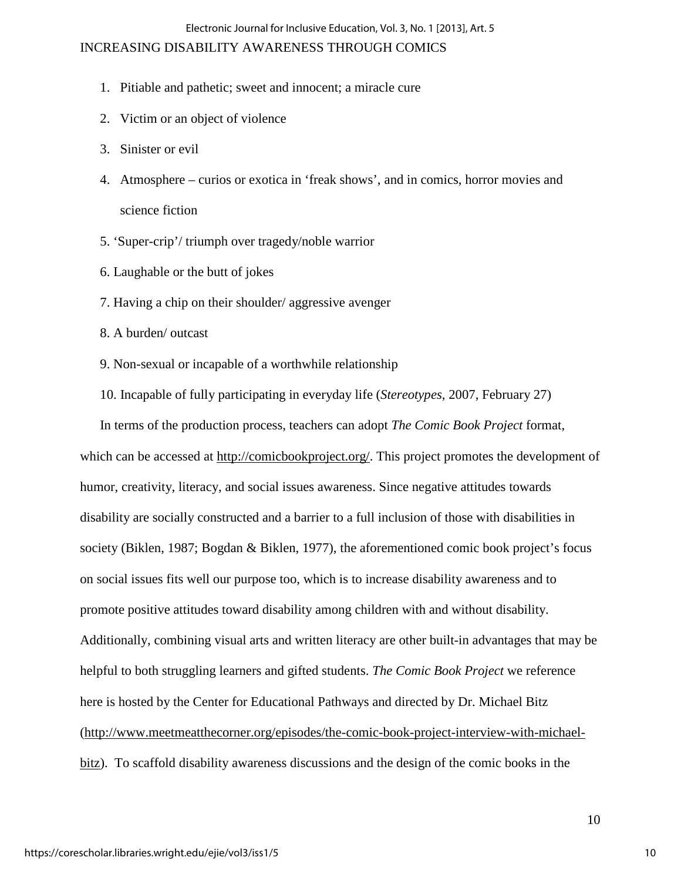1. Pitiable and pathetic; sweet and innocent; a miracle cure
2. Victim or an object of violence
3. Sinister or evil
4. Atmosphere – curios or exotica in ‘freak shows’, and in comics, horror movies and science fiction
5. ‘Super-crip’/ triumph over tragedy/noble warrior
6. Laughable or the butt of jokes
7. Having a chip on their shoulder/ aggressive avenger
8. A burden/ outcast
9. Non-sexual or incapable of a worthwhile relationship
10. Incapable of fully participating in everyday life (*Stereotypes*, 2007, February 27)

In terms of the production process, teachers can adopt *The Comic Book Project* format, which can be accessed at http://comicbookproject.org/. This project promotes the development of humor, creativity, literacy, and social issues awareness. Since negative attitudes towards disability are socially constructed and a barrier to a full inclusion of those with disabilities in society (Biklen, 1987; Bogdan & Biklen, 1977), the aforementioned comic book project’s focus on social issues fits well our purpose too, which is to increase disability awareness and to promote positive attitudes toward disability among children with and without disability. Additionally, combining visual arts and written literacy are other built-in advantages that may be helpful to both struggling learners and gifted students. *The Comic Book Project* we reference here is hosted by the Center for Educational Pathways and directed by Dr. Michael Bitz (http://www.meetmeatthecorner.org/episodes/the-comic-book-project-interview-with-michael-bitz). To scaffold disability awareness discussions and the design of the comic books in the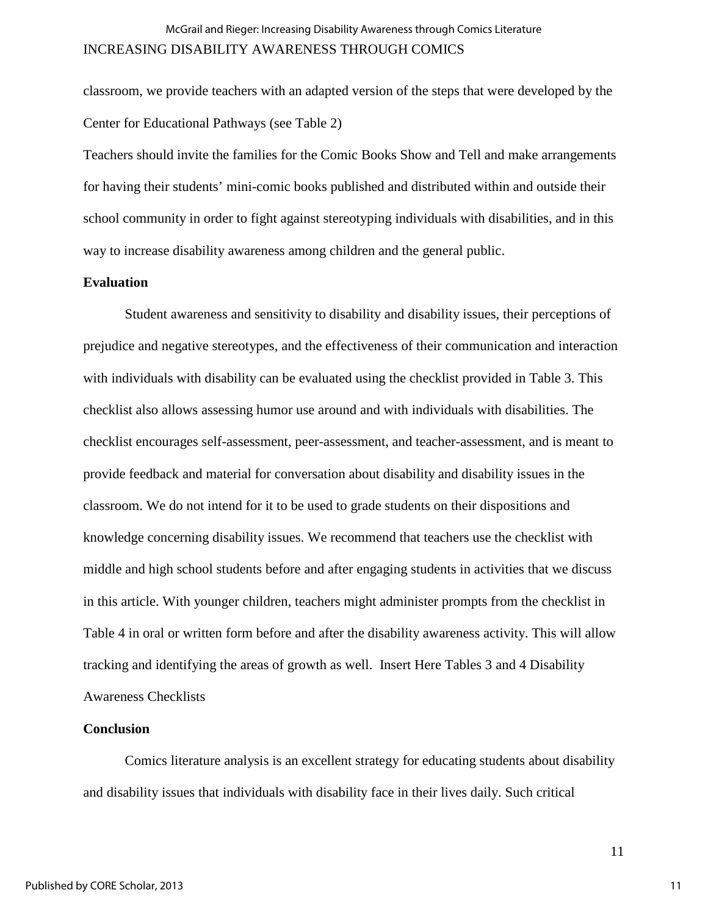classroom, we provide teachers with an adapted version of the steps that were developed by the Center for Educational Pathways (see Table 2)

Teachers should invite the families for the Comic Books Show and Tell and make arrangements for having their students' mini-comic books published and distributed within and outside their school community in order to fight against stereotyping individuals with disabilities, and in this way to increase disability awareness among children and the general public.

## Evaluation

Student awareness and sensitivity to disability and disability issues, their perceptions of prejudice and negative stereotypes, and the effectiveness of their communication and interaction with individuals with disability can be evaluated using the checklist provided in Table 3. This checklist also allows assessing humor use around and with individuals with disabilities. The checklist encourages self-assessment, peer-assessment, and teacher-assessment, and is meant to provide feedback and material for conversation about disability and disability issues in the classroom. We do not intend for it to be used to grade students on their dispositions and knowledge concerning disability issues. We recommend that teachers use the checklist with middle and high school students before and after engaging students in activities that we discuss in this article. With younger children, teachers might administer prompts from the checklist in Table 4 in oral or written form before and after the disability awareness activity. This will allow tracking and identifying the areas of growth as well. Insert Here Tables 3 and 4 Disability Awareness Checklists

## Conclusion

Comics literature analysis is an excellent strategy for educating students about disability and disability issues that individuals with disability face in their lives daily. Such critical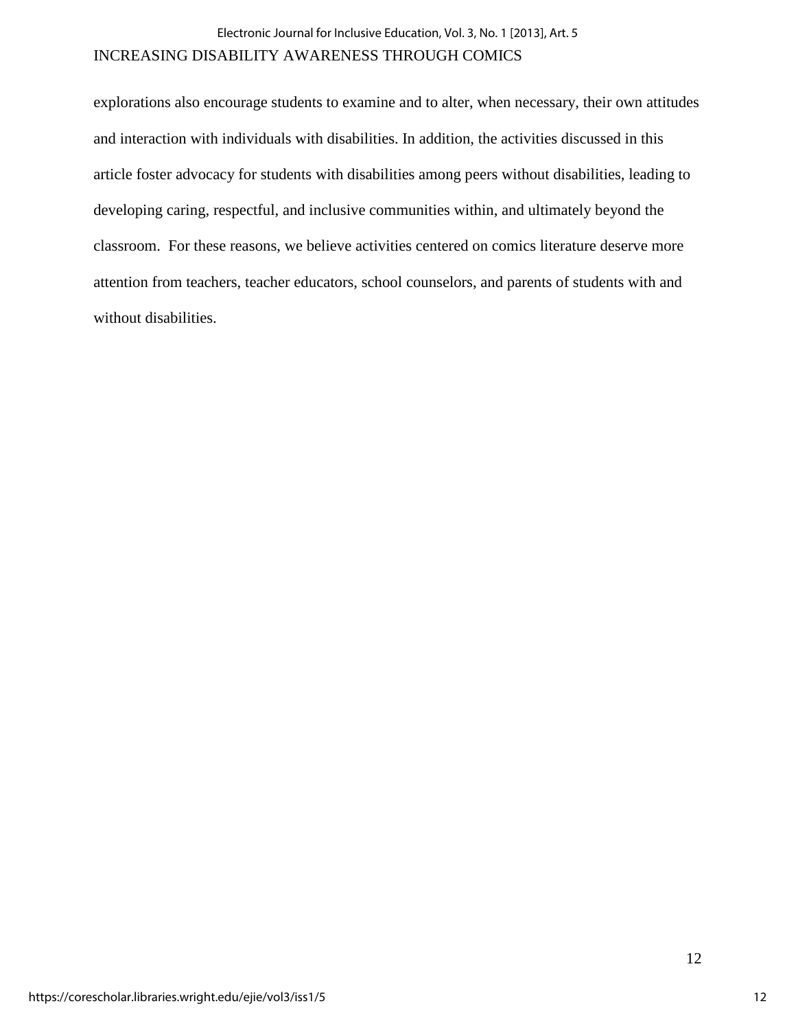explorations also encourage students to examine and to alter, when necessary, their own attitudes and interaction with individuals with disabilities. In addition, the activities discussed in this article foster advocacy for students with disabilities among peers without disabilities, leading to developing caring, respectful, and inclusive communities within, and ultimately beyond the classroom.  For these reasons, we believe activities centered on comics literature deserve more attention from teachers, teacher educators, school counselors, and parents of students with and without disabilities.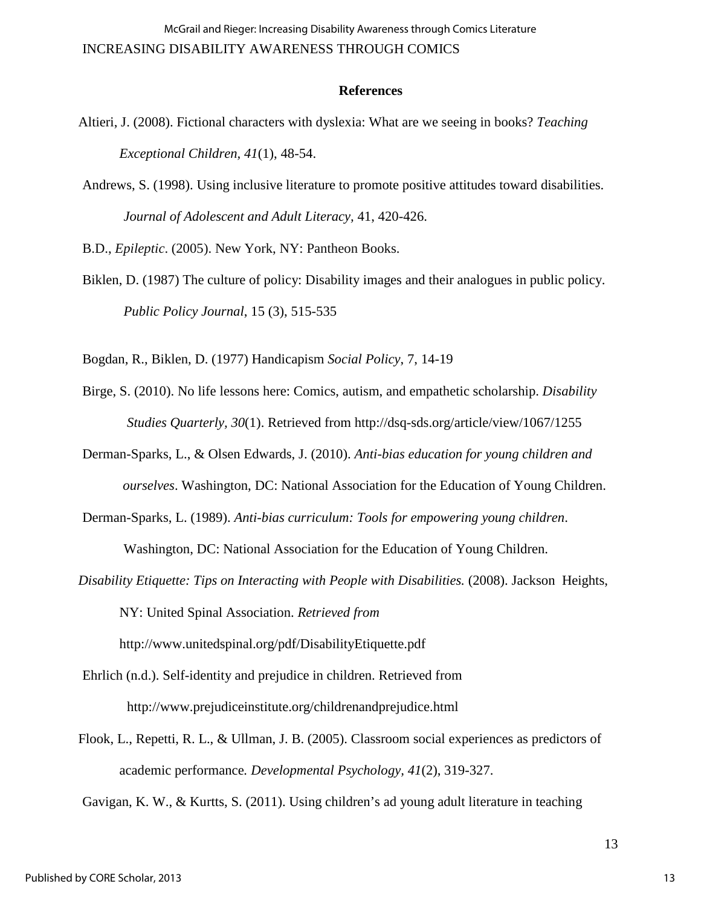## References

Altieri, J. (2008). Fictional characters with dyslexia: What are we seeing in books? *Teaching Exceptional Children, 41*(1), 48-54.

Andrews, S. (1998). Using inclusive literature to promote positive attitudes toward disabilities. *Journal of Adolescent and Adult Literacy,* 41, 420-426.

B.D., *Epileptic*. (2005). New York, NY: Pantheon Books.

Biklen, D. (1987) The culture of policy: Disability images and their analogues in public policy. *Public Policy Journal*, 15 (3), 515-535

Bogdan, R., Biklen, D. (1977) Handicapism *Social Policy*, 7, 14-19

Birge, S. (2010). No life lessons here: Comics, autism, and empathetic scholarship. *Disability Studies Quarterly, 30*(1). Retrieved from http://dsq-sds.org/article/view/1067/1255

Derman-Sparks, L., & Olsen Edwards, J. (2010). *Anti-bias education for young children and ourselves*. Washington, DC: National Association for the Education of Young Children.

Derman-Sparks, L. (1989). *Anti-bias curriculum: Tools for empowering young children*. Washington, DC: National Association for the Education of Young Children.

*Disability Etiquette: Tips on Interacting with People with Disabilities.* (2008). Jackson Heights, NY: United Spinal Association. *Retrieved from* http://www.unitedspinal.org/pdf/DisabilityEtiquette.pdf

Ehrlich (n.d.). Self-identity and prejudice in children. Retrieved from http://www.prejudiceinstitute.org/childrenandprejudice.html

Flook, L., Repetti, R. L., & Ullman, J. B. (2005). Classroom social experiences as predictors of academic performance*. Developmental Psychology*, *41*(2), 319-327.

Gavigan, K. W., & Kurtts, S. (2011). Using children's ad young adult literature in teaching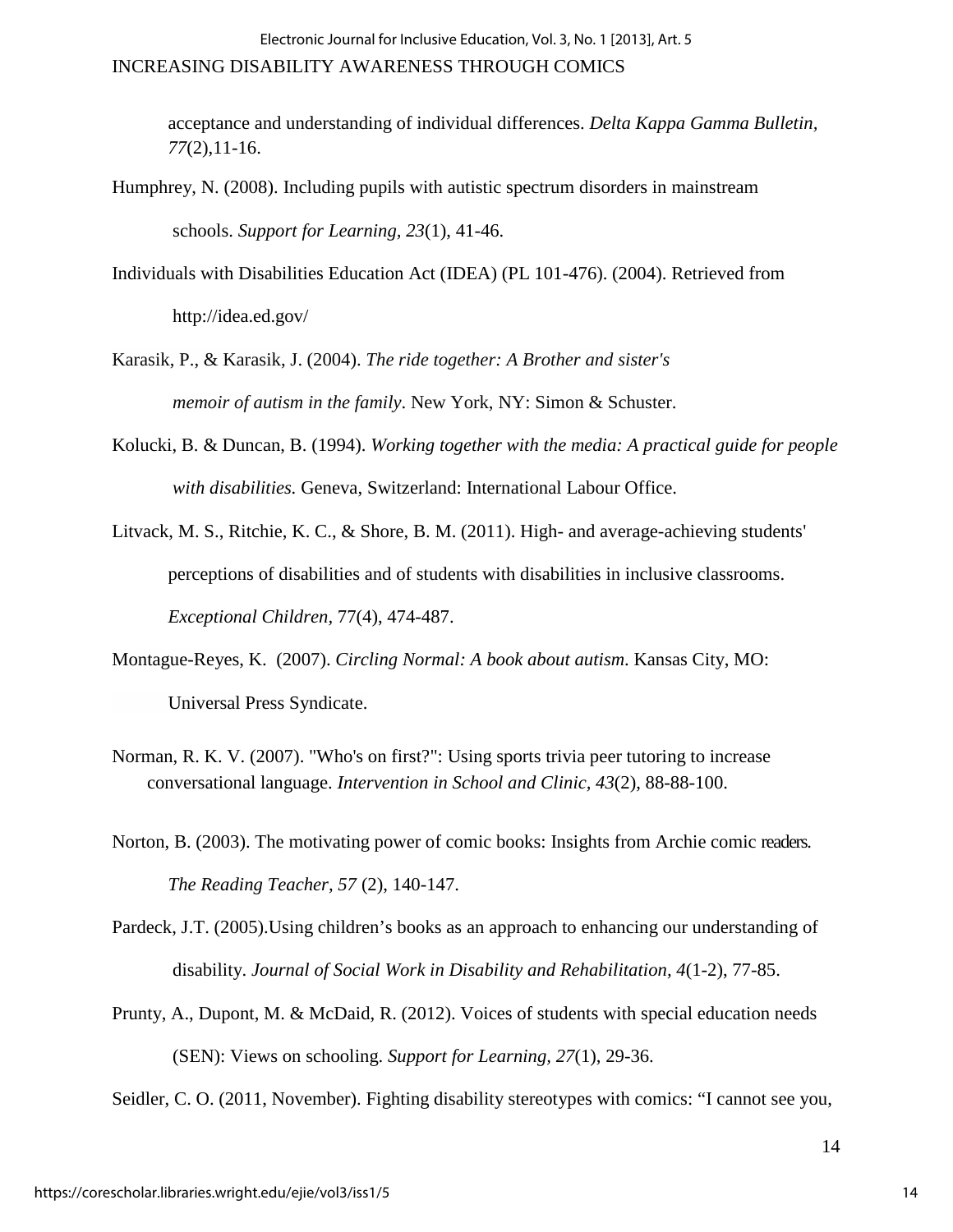acceptance and understanding of individual differences. *Delta Kappa Gamma Bulletin, 77*(2),11-16.

Humphrey, N. (2008). Including pupils with autistic spectrum disorders in mainstream schools. *Support for Learning, 23*(1), 41-46.

Individuals with Disabilities Education Act (IDEA) (PL 101-476). (2004). Retrieved from http://idea.ed.gov/

Karasik, P., & Karasik, J. (2004). *The ride together: A Brother and sister's memoir of autism in the family*. New York, NY: Simon & Schuster.

Kolucki, B. & Duncan, B. (1994). *Working together with the media: A practical guide for people with disabilities.* Geneva, Switzerland: International Labour Office.

Litvack, M. S., Ritchie, K. C., & Shore, B. M. (2011). High- and average-achieving students' perceptions of disabilities and of students with disabilities in inclusive classrooms. *Exceptional Children*, 77(4), 474-487.

Montague-Reyes, K. (2007). *Circling Normal: A book about autism*. Kansas City, MO: Universal Press Syndicate.

Norman, R. K. V. (2007). "Who's on first?": Using sports trivia peer tutoring to increase conversational language. *Intervention in School and Clinic, 43*(2), 88-88-100.

Norton, B. (2003). The motivating power of comic books: Insights from Archie comic readers. *The Reading Teacher, 57* (2), 140-147.

Pardeck, J.T. (2005).Using children's books as an approach to enhancing our understanding of disability. *Journal of Social Work in Disability and Rehabilitation, 4*(1-2), 77-85.

Prunty, A., Dupont, M. & McDaid, R. (2012). Voices of students with special education needs (SEN): Views on schooling. *Support for Learning, 27*(1), 29-36.

Seidler, C. O. (2011, November). Fighting disability stereotypes with comics: "I cannot see you,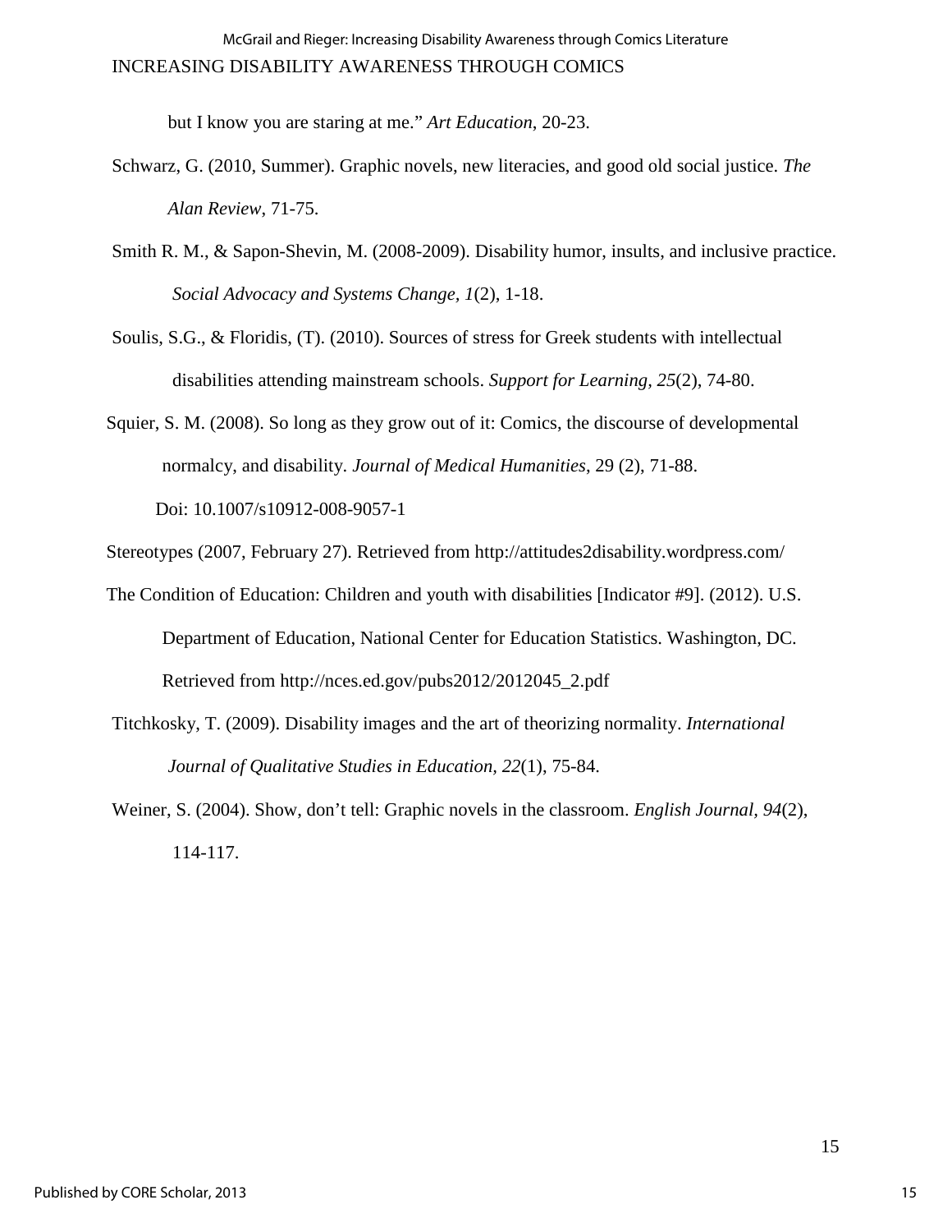but I know you are staring at me." *Art Education*, 20-23.

Schwarz, G. (2010, Summer). Graphic novels, new literacies, and good old social justice. *The Alan Review*, 71-75.

Smith R. M., & Sapon-Shevin, M. (2008-2009). Disability humor, insults, and inclusive practice. *Social Advocacy and Systems Change, 1*(2), 1-18.

Soulis, S.G., & Floridis, (T). (2010). Sources of stress for Greek students with intellectual disabilities attending mainstream schools. *Support for Learning, 25*(2), 74-80.

Squier, S. M. (2008). So long as they grow out of it: Comics, the discourse of developmental normalcy, and disability. *Journal of Medical Humanities*, 29 (2), 71-88. Doi: 10.1007/s10912-008-9057-1

Stereotypes (2007, February 27). Retrieved from http://attitudes2disability.wordpress.com/

The Condition of Education: Children and youth with disabilities [Indicator #9]. (2012). U.S. Department of Education, National Center for Education Statistics. Washington, DC. Retrieved from http://nces.ed.gov/pubs2012/2012045_2.pdf

Titchkosky, T. (2009). Disability images and the art of theorizing normality. *International Journal of Qualitative Studies in Education, 22*(1), 75-84.

Weiner, S. (2004). Show, don't tell: Graphic novels in the classroom. *English Journal, 94*(2), 114-117.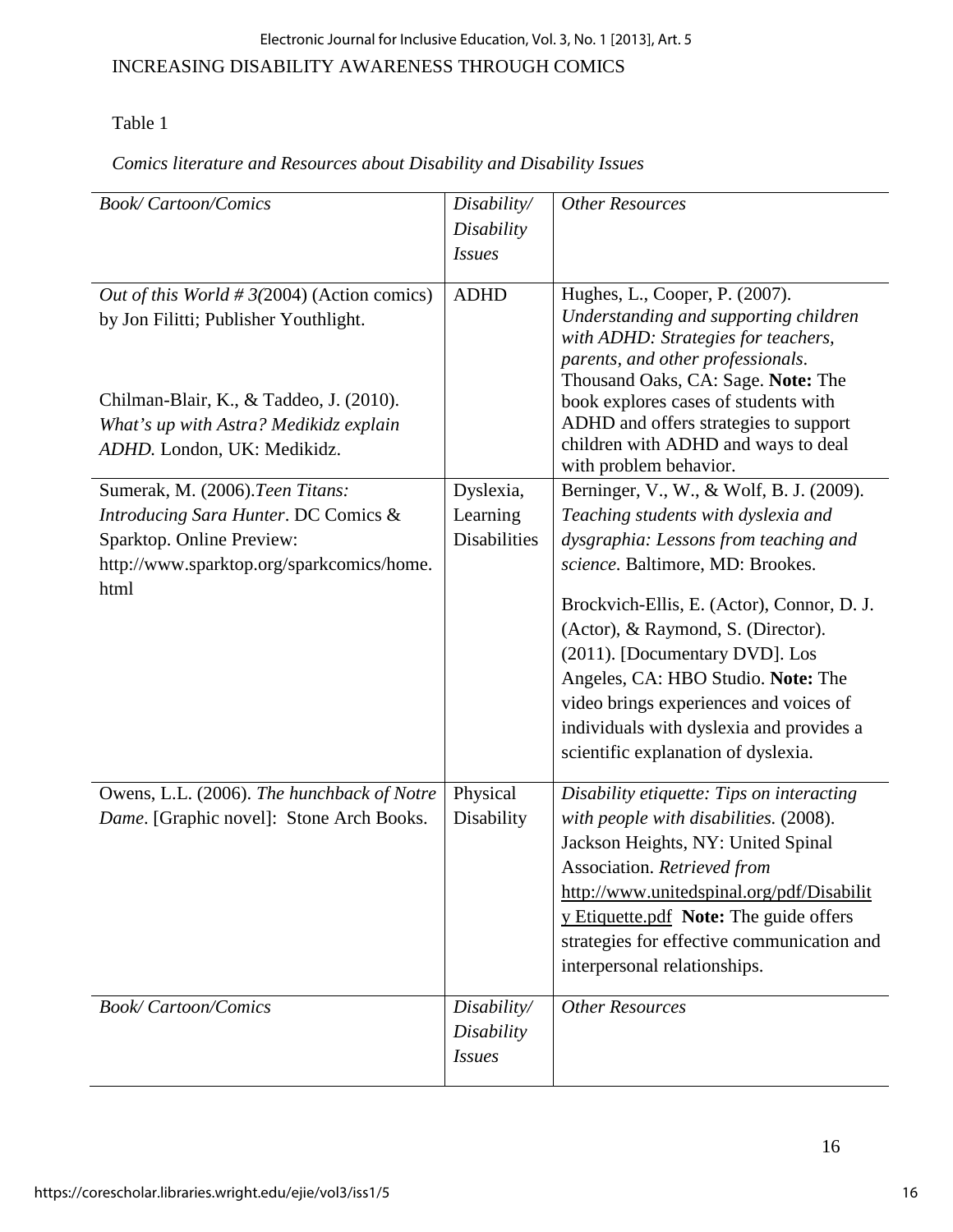Table 1

*Comics literature and Resources about Disability and Disability Issues*

| *Book/ Cartoon/Comics* | *Disability/ Disability Issues* | *Other Resources* |
|---|---|---|
| *Out of this World # 3(*2004) (Action comics) by Jon Filitti; Publisher Youthlight.<br><br>Chilman-Blair, K., & Taddeo, J. (2010). *What's up with Astra? Medikidz explain ADHD.* London, UK: Medikidz. | ADHD | Hughes, L., Cooper, P. (2007). *Understanding and supporting children with ADHD: Strategies for teachers, parents, and other professionals*. Thousand Oaks, CA: Sage. **Note:** The book explores cases of students with ADHD and offers strategies to support children with ADHD and ways to deal with problem behavior. |
| Sumerak, M. (2006).*Teen Titans: Introducing Sara Hunter*. DC Comics & Sparktop. Online Preview: http://www.sparktop.org/sparkcomics/home.html | Dyslexia, Learning Disabilities | Berninger, V., W., & Wolf, B. J. (2009). *Teaching students with dyslexia and dysgraphia: Lessons from teaching and science*. Baltimore, MD: Brookes.<br><br>Brockvich-Ellis, E. (Actor), Connor, D. J. (Actor), & Raymond, S. (Director). (2011). [Documentary DVD]. Los Angeles, CA: HBO Studio. **Note:** The video brings experiences and voices of individuals with dyslexia and provides a scientific explanation of dyslexia. |
| Owens, L.L. (2006). *The hunchback of Notre Dame*. [Graphic novel]: Stone Arch Books. | Physical Disability | *Disability etiquette: Tips on interacting with people with disabilities.* (2008). Jackson Heights, NY: United Spinal Association. *Retrieved from* http://www.unitedspinal.org/pdf/Disability Etiquette.pdf **Note:** The guide offers strategies for effective communication and interpersonal relationships. |
| *Book/ Cartoon/Comics* | *Disability/ Disability Issues* | *Other Resources* |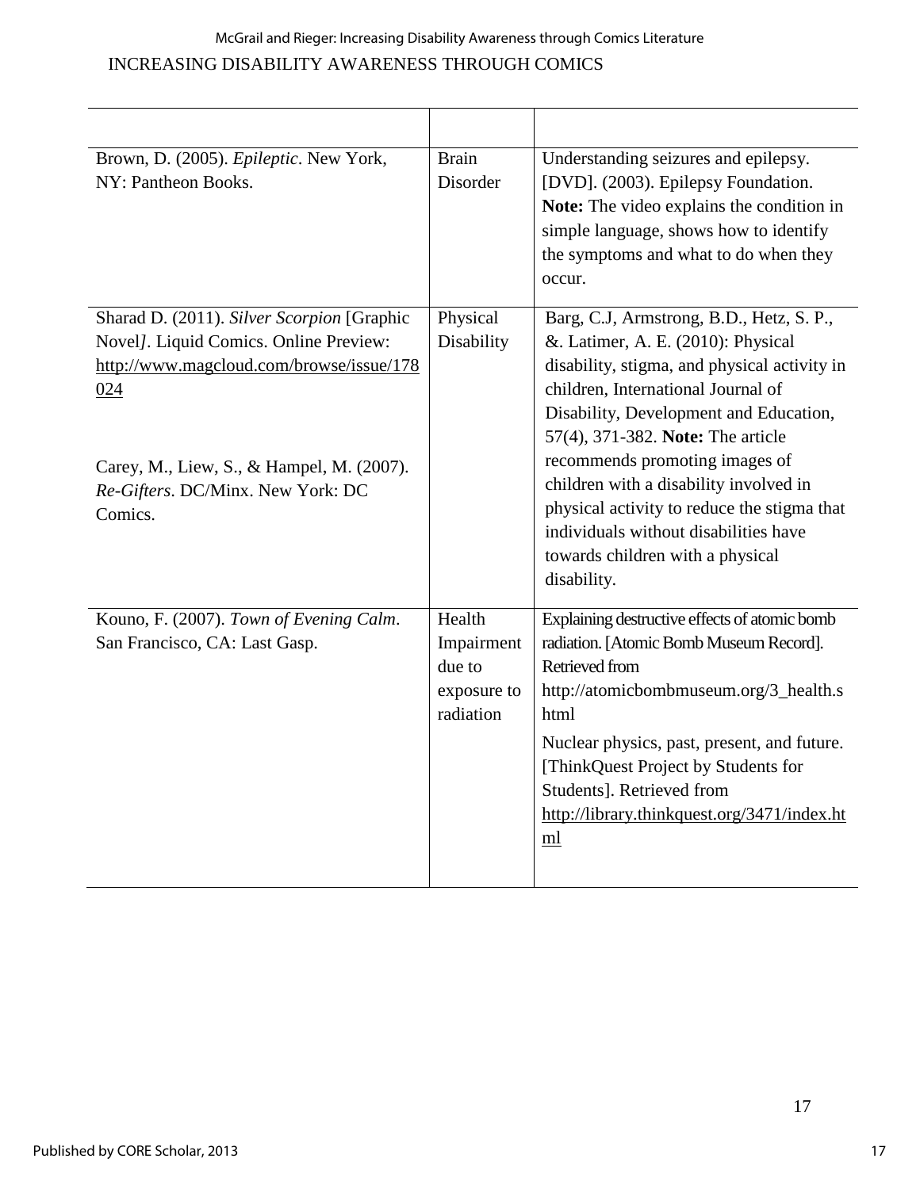| | | |
|---|---|---|
| Brown, D. (2005). *Epileptic*. New York, NY: Pantheon Books. | Brain Disorder | Understanding seizures and epilepsy. [DVD]. (2003). Epilepsy Foundation. **Note:** The video explains the condition in simple language, shows how to identify the symptoms and what to do when they occur. |
| Sharad D. (2011). *Silver Scorpion* [Graphic Novel*]*. Liquid Comics. Online Preview: http://www.magcloud.com/browse/issue/178024<br><br>Carey, M., Liew, S., & Hampel, M. (2007). *Re-Gifters*. DC/Minx. New York: DC Comics. | Physical Disability | Barg, C.J, Armstrong, B.D., Hetz, S. P., &. Latimer, A. E. (2010): Physical disability, stigma, and physical activity in children, International Journal of Disability, Development and Education, 57(4), 371-382. **Note:** The article recommends promoting images of children with a disability involved in physical activity to reduce the stigma that individuals without disabilities have towards children with a physical disability. |
| Kouno, F. (2007). *Town of Evening Calm*. San Francisco, CA: Last Gasp. | Health Impairment due to exposure to radiation | Explaining destructive effects of atomic bomb radiation. [Atomic Bomb Museum Record]. Retrieved from http://atomicbombmuseum.org/3_health.shtml<br><br>Nuclear physics, past, present, and future. [ThinkQuest Project by Students for Students]. Retrieved from http://library.thinkquest.org/3471/index.html |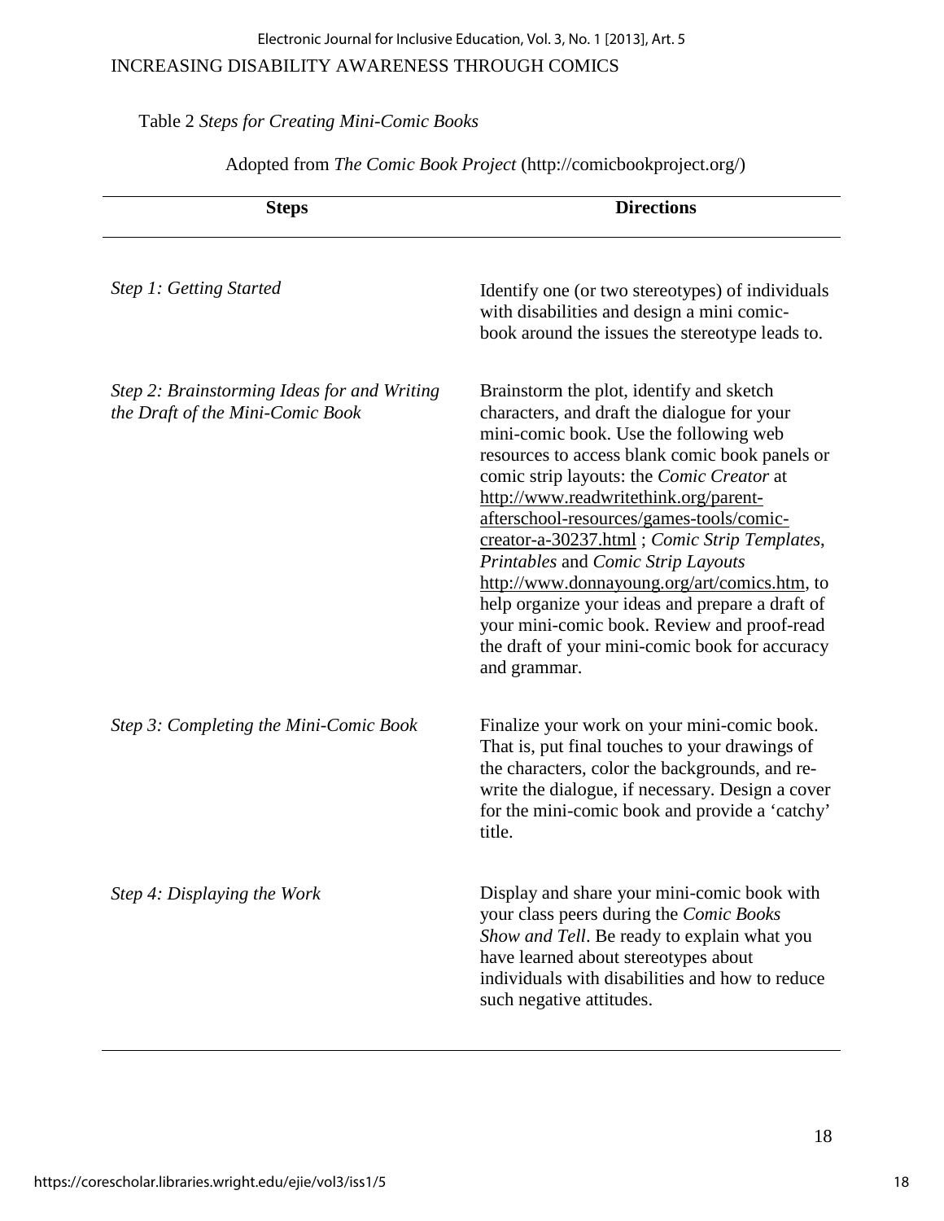Table 2 *Steps for Creating Mini-Comic Books*

Adopted from *The Comic Book Project* (http://comicbookproject.org/)

| Steps | Directions |
| --- | --- |
| *Step 1: Getting Started* | Identify one (or two stereotypes) of individuals with disabilities and design a mini comic-book around the issues the stereotype leads to. |
| *Step 2: Brainstorming Ideas for and Writing the Draft of the Mini-Comic Book* | Brainstorm the plot, identify and sketch characters, and draft the dialogue for your mini-comic book. Use the following web resources to access blank comic book panels or comic strip layouts: the *Comic Creator* at http://www.readwritethink.org/parent-afterschool-resources/games-tools/comic-creator-a-30237.html ; *Comic Strip Templates*, *Printables* and *Comic Strip Layouts* http://www.donnayoung.org/art/comics.htm, to help organize your ideas and prepare a draft of your mini-comic book. Review and proof-read the draft of your mini-comic book for accuracy and grammar. |
| *Step 3: Completing the Mini-Comic Book* | Finalize your work on your mini-comic book. That is, put final touches to your drawings of the characters, color the backgrounds, and re-write the dialogue, if necessary. Design a cover for the mini-comic book and provide a 'catchy' title. |
| *Step 4: Displaying the Work* | Display and share your mini-comic book with your class peers during the *Comic Books Show and Tell*. Be ready to explain what you have learned about stereotypes about individuals with disabilities and how to reduce such negative attitudes. |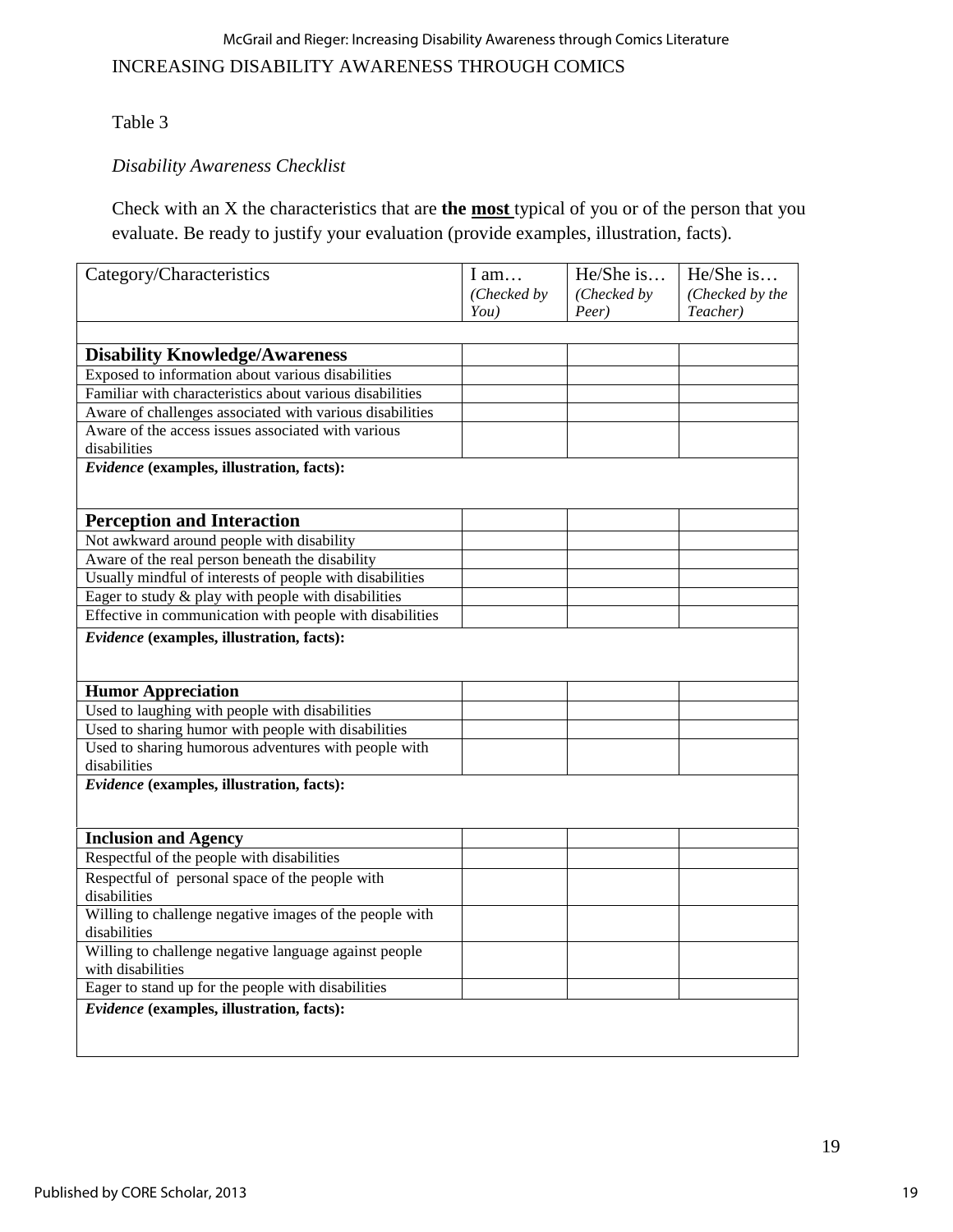Table 3

*Disability Awareness Checklist*

Check with an X the characteristics that are **the <u>most</u>** typical of you or of the person that you evaluate. Be ready to justify your evaluation (provide examples, illustration, facts).

| Category/Characteristics | I am… *(Checked by You)* | He/She is… *(Checked by Peer)* | He/She is… *(Checked by the Teacher)* |
|---|---|---|---|
| | | | |
| **Disability Knowledge/Awareness** | | | |
| Exposed to information about various disabilities | | | |
| Familiar with characteristics about various disabilities | | | |
| Aware of challenges associated with various disabilities | | | |
| Aware of the access issues associated with various disabilities | | | |
| ***Evidence*** **(examples, illustration, facts):** | | | |
| **Perception and Interaction** | | | |
| Not awkward around people with disability | | | |
| Aware of the real person beneath the disability | | | |
| Usually mindful of interests of people with disabilities | | | |
| Eager to study & play with people with disabilities | | | |
| Effective in communication with people with disabilities | | | |
| ***Evidence*** **(examples, illustration, facts):** | | | |
| **Humor Appreciation** | | | |
| Used to laughing with people with disabilities | | | |
| Used to sharing humor with people with disabilities | | | |
| Used to sharing humorous adventures with people with disabilities | | | |
| ***Evidence*** **(examples, illustration, facts):** | | | |
| **Inclusion and Agency** | | | |
| Respectful of the people with disabilities | | | |
| Respectful of personal space of the people with disabilities | | | |
| Willing to challenge negative images of the people with disabilities | | | |
| Willing to challenge negative language against people with disabilities | | | |
| Eager to stand up for the people with disabilities | | | |
| ***Evidence*** **(examples, illustration, facts):** | | | |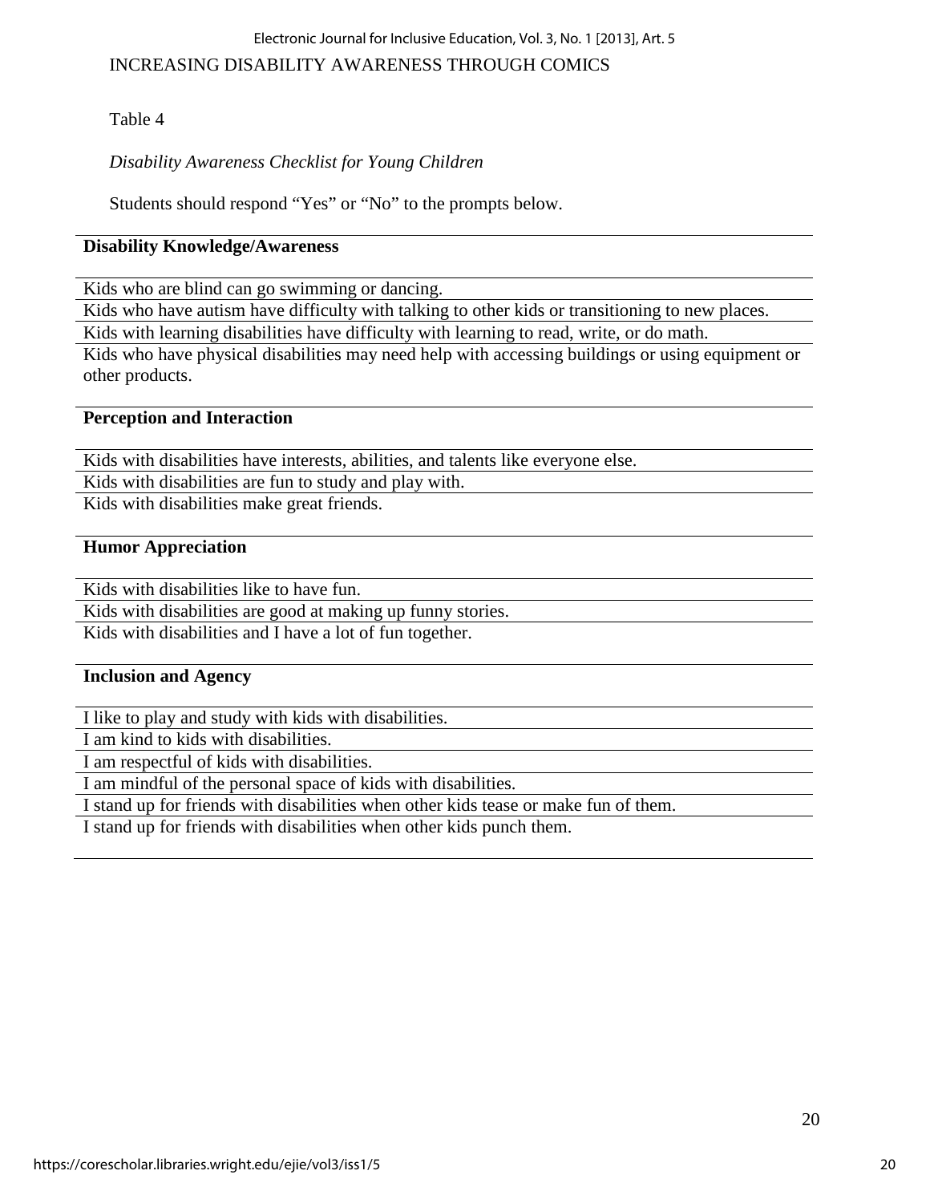Table 4

*Disability Awareness Checklist for Young Children*

Students should respond "Yes" or "No" to the prompts below.

| |
|---|
| **Disability Knowledge/Awareness** |
| Kids who are blind can go swimming or dancing. |
| Kids who have autism have difficulty with talking to other kids or transitioning to new places. |
| Kids with learning disabilities have difficulty with learning to read, write, or do math. |
| Kids who have physical disabilities may need help with accessing buildings or using equipment or other products. |
| **Perception and Interaction** |
| Kids with disabilities have interests, abilities, and talents like everyone else. |
| Kids with disabilities are fun to study and play with. |
| Kids with disabilities make great friends. |
| **Humor Appreciation** |
| Kids with disabilities like to have fun. |
| Kids with disabilities are good at making up funny stories. |
| Kids with disabilities and I have a lot of fun together. |
| **Inclusion and Agency** |
| I like to play and study with kids with disabilities. |
| I am kind to kids with disabilities. |
| I am respectful of kids with disabilities. |
| I am mindful of the personal space of kids with disabilities. |
| I stand up for friends with disabilities when other kids tease or make fun of them. |
| I stand up for friends with disabilities when other kids punch them. |